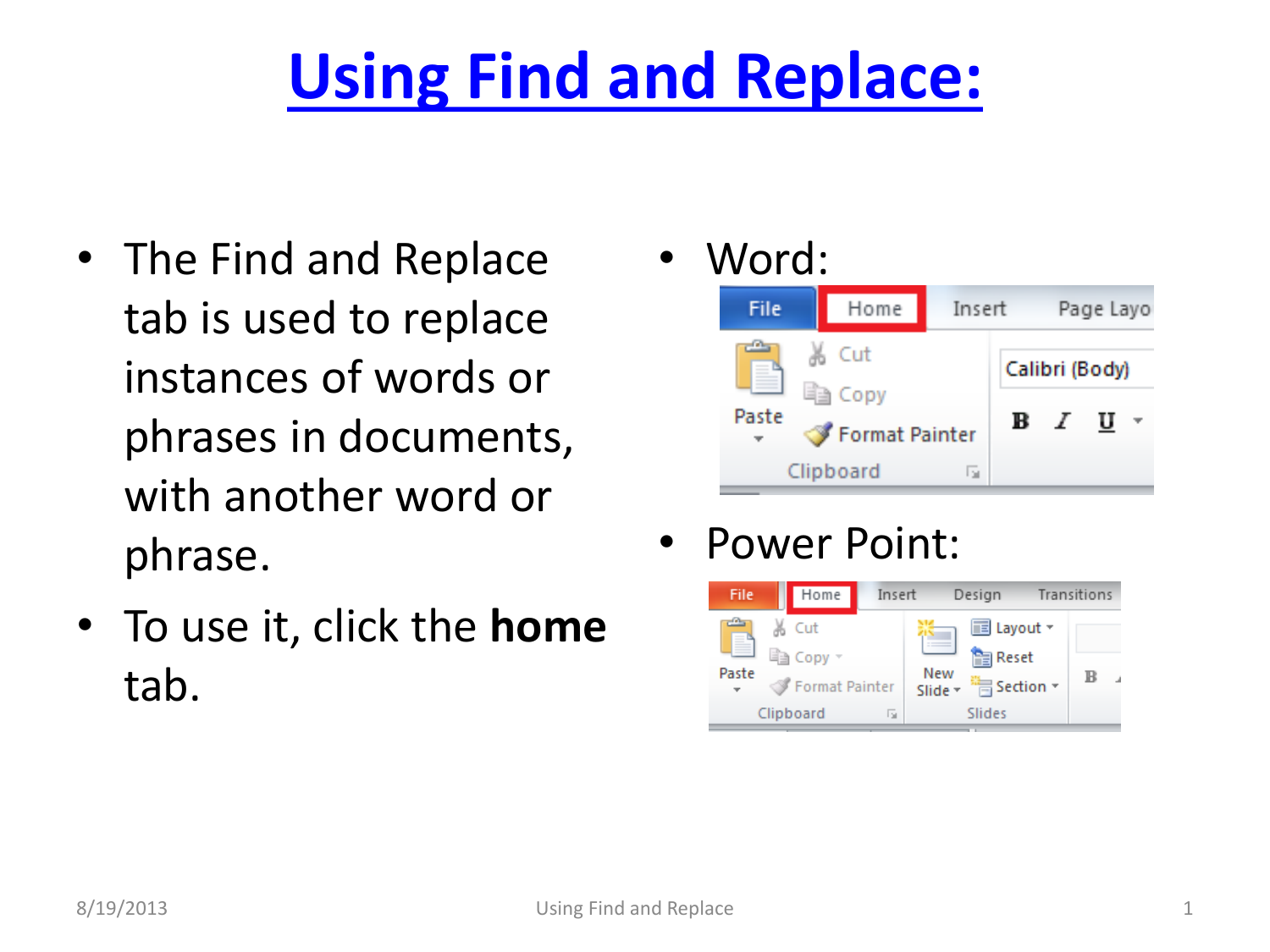# Using Find and Replace:

- The Find and Replace tab is used to replace instances of words or phrases in documents, with another word or phrase.
- To use it, click the **home** tab.

- Word:
- Power Point: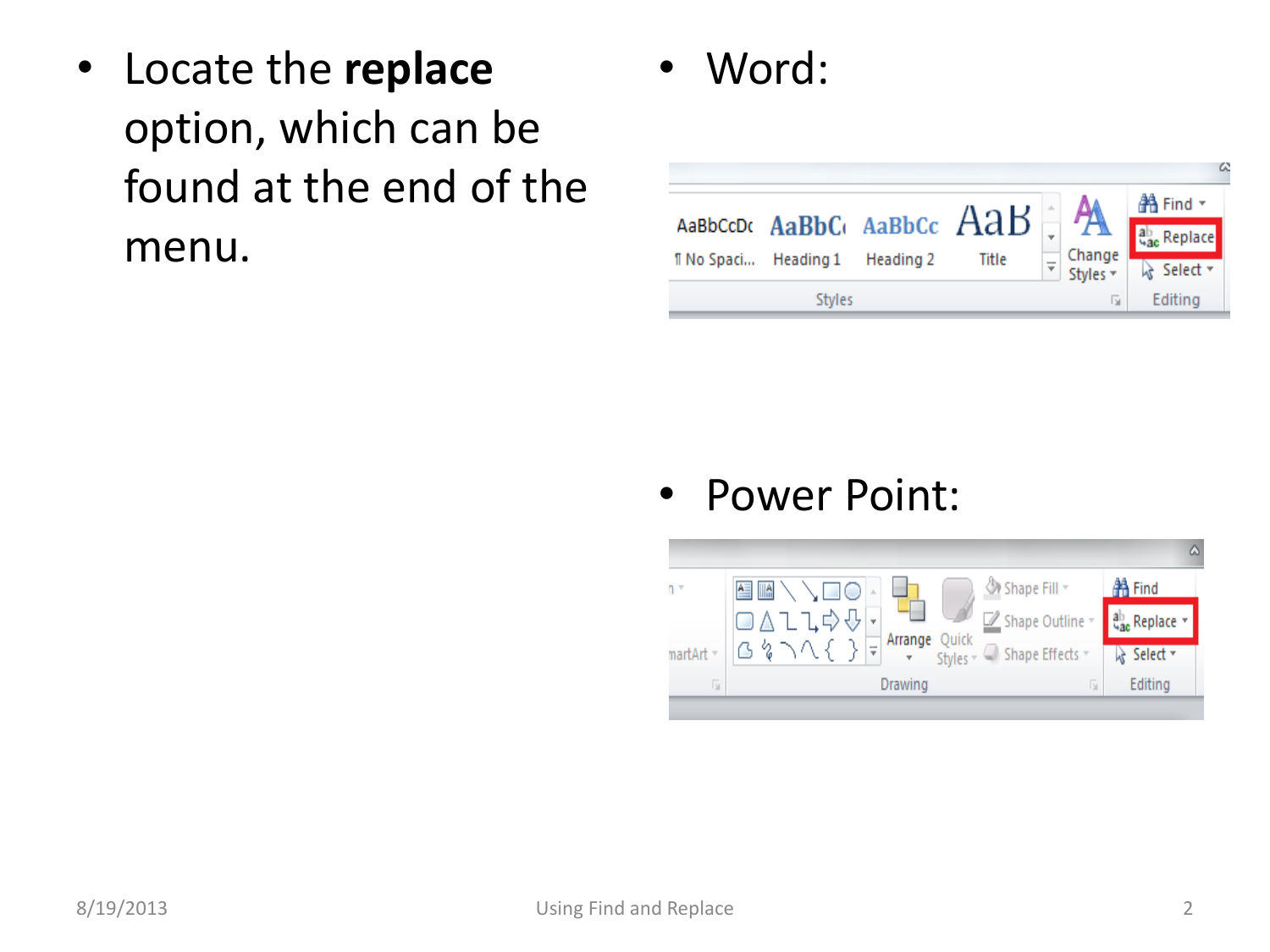- Locate the **replace** option, which can be found at the end of the menu.

- Word:

- Power Point: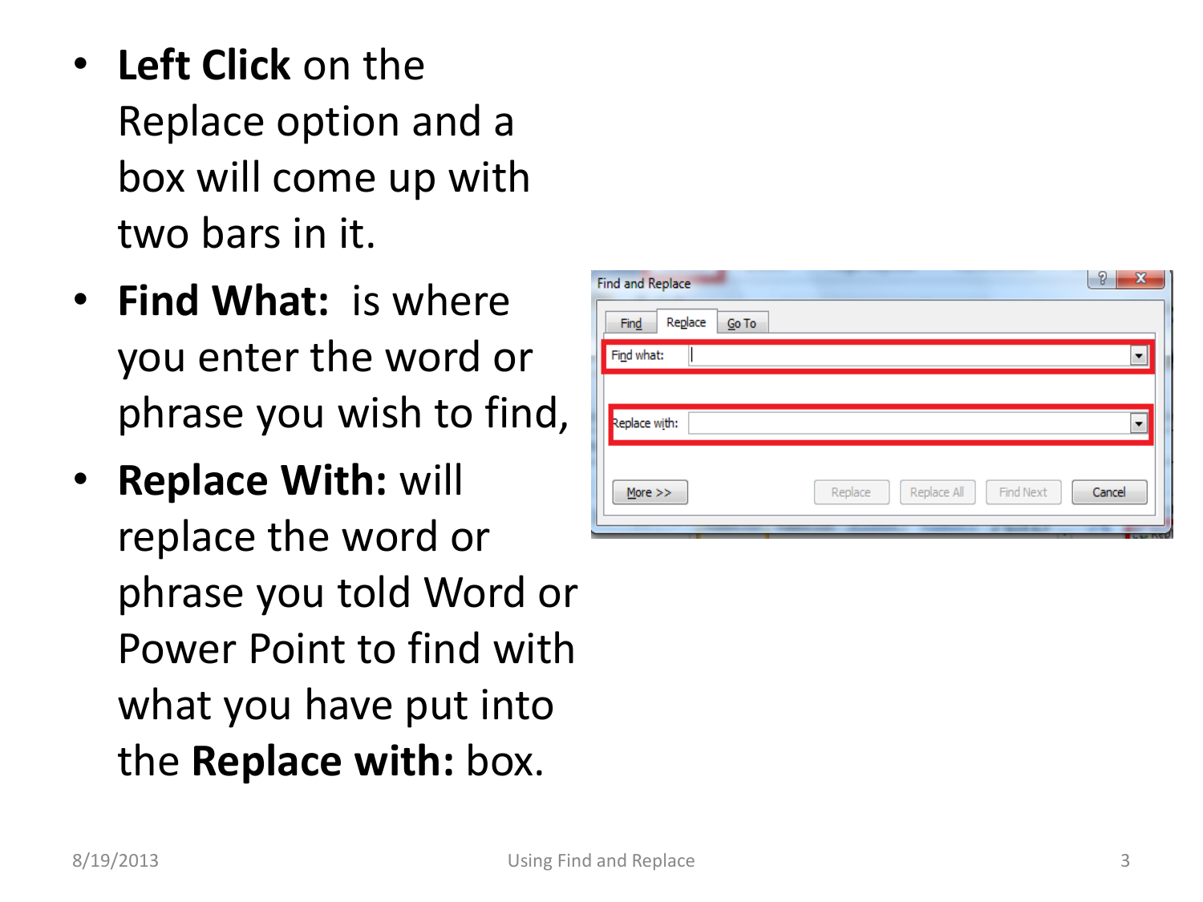- **Left Click** on the Replace option and a box will come up with two bars in it.
- **Find What:** is where you enter the word or phrase you wish to find,
- **Replace With:** will replace the word or phrase you told Word or Power Point to find with what you have put into the **Replace with:** box.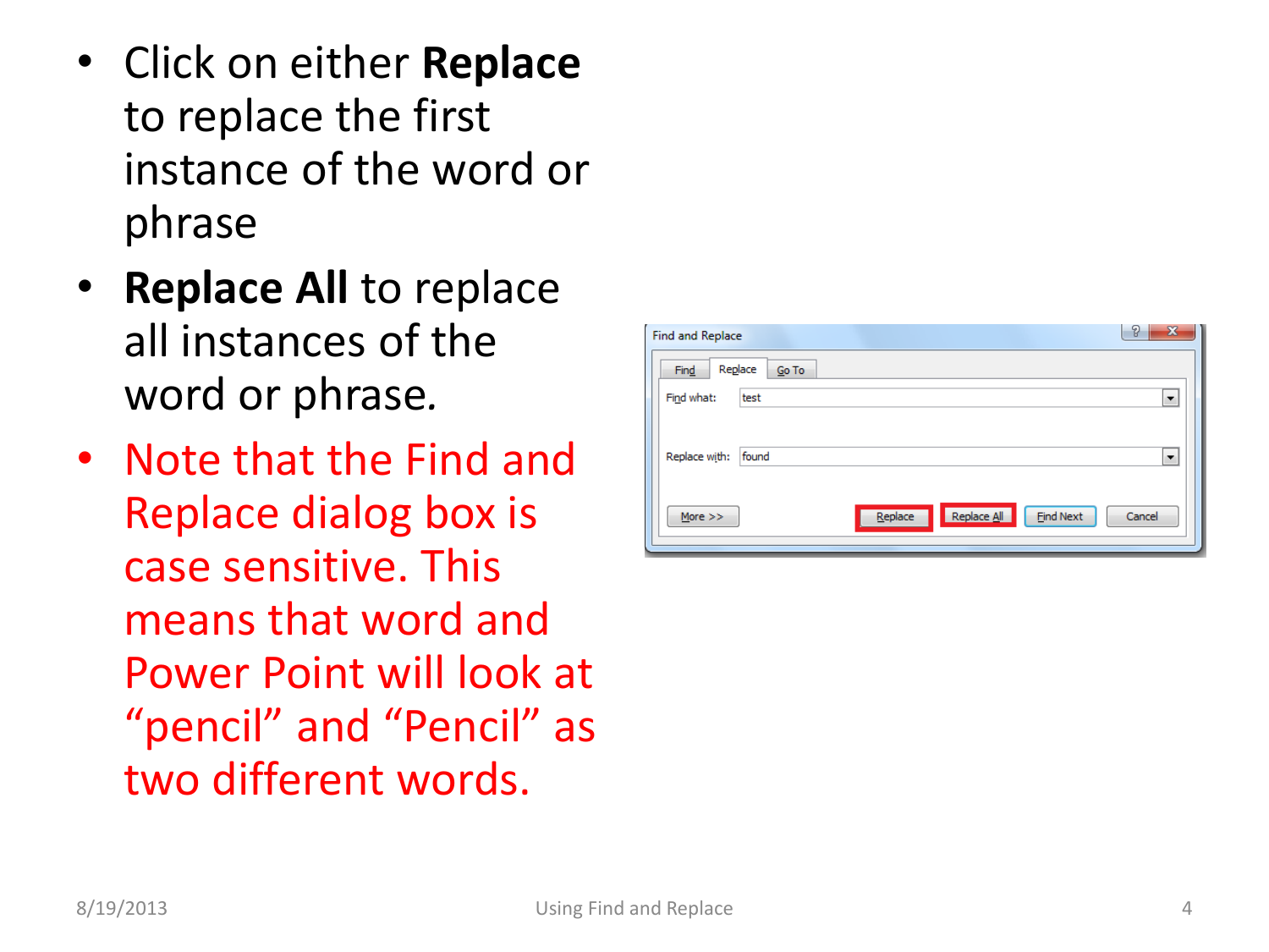- Click on either **Replace** to replace the first instance of the word or phrase
- **Replace All** to replace all instances of the word or phrase.
- Note that the Find and Replace dialog box is case sensitive. This means that word and Power Point will look at “pencil” and “Pencil” as two different words.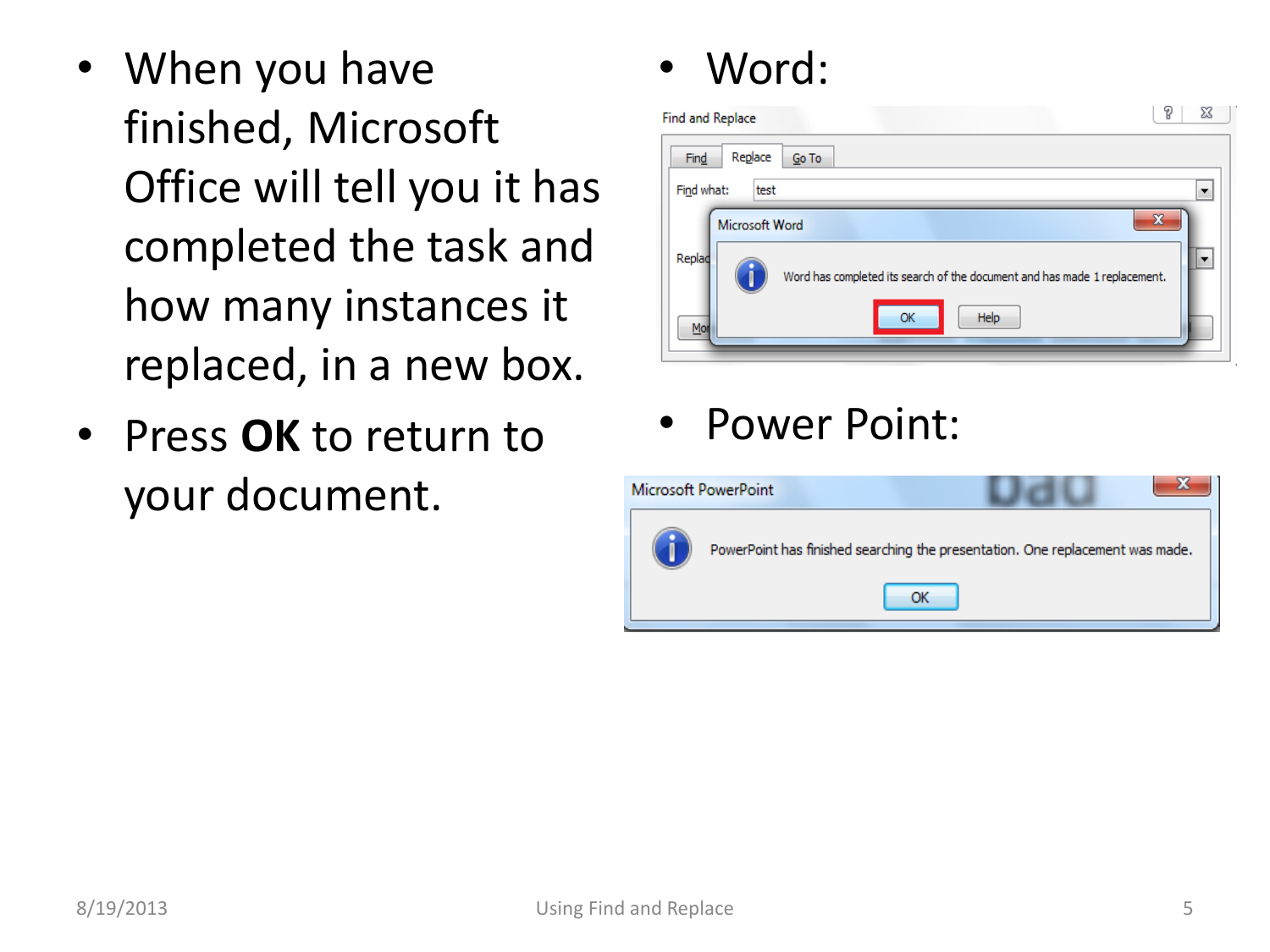- When you have finished, Microsoft Office will tell you it has completed the task and how many instances it replaced, in a new box.
- Press **OK** to return to your document.

- Word:

- Power Point: